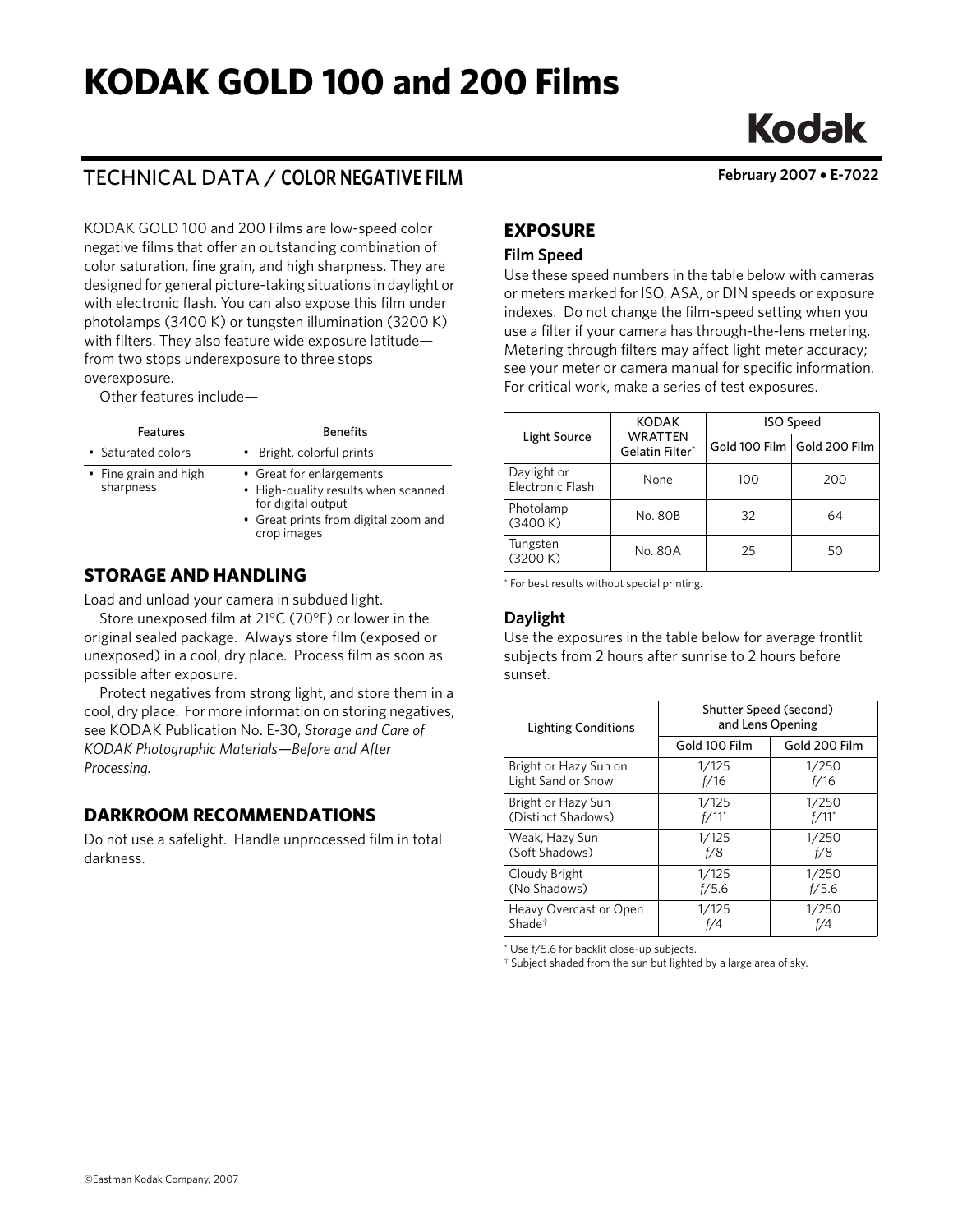# KODAK GOLD 100 and 200 Films

## TECHNICAL DATA / COLOR NEGATIVE FILM

February 2007 • E-7022

KODAK GOLD 100 and 200 Films are low-speed color negative films that offer an outstanding combination of color saturation, fine grain, and high sharpness. They are designed for general picture-taking situations in daylight or with electronic flash. You can also expose this film under photolamps (3400 K) or tungsten illumination (3200 K) with filters. They also feature wide exposure latitude—from two stops underexposure to three stops overexposure.

Other features include—

| Features | Benefits |
|---|---|
| • Saturated colors | • Bright, colorful prints |
| • Fine grain and high sharpness | • Great for enlargements<br>• High-quality results when scanned for digital output<br>• Great prints from digital zoom and crop images |

## STORAGE AND HANDLING

Load and unload your camera in subdued light.

Store unexposed film at 21°C (70°F) or lower in the original sealed package. Always store film (exposed or unexposed) in a cool, dry place. Process film as soon as possible after exposure.

Protect negatives from strong light, and store them in a cool, dry place. For more information on storing negatives, see KODAK Publication No. E-30, *Storage and Care of KODAK Photographic Materials—Before and After Processing.*

## DARKROOM RECOMMENDATIONS

Do not use a safelight. Handle unprocessed film in total darkness.

## EXPOSURE

### Film Speed

Use these speed numbers in the table below with cameras or meters marked for ISO, ASA, or DIN speeds or exposure indexes. Do not change the film-speed setting when you use a filter if your camera has through-the-lens metering. Metering through filters may affect light meter accuracy; see your meter or camera manual for specific information. For critical work, make a series of test exposures.

| Light Source | KODAK WRATTEN Gelatin Filter* | ISO Speed | |
|---|---|---|---|
| | | Gold 100 Film | Gold 200 Film |
| Daylight or Electronic Flash | None | 100 | 200 |
| Photolamp (3400 K) | No. 80B | 32 | 64 |
| Tungsten (3200 K) | No. 80A | 25 | 50 |

\* For best results without special printing.

### Daylight

Use the exposures in the table below for average frontlit subjects from 2 hours after sunrise to 2 hours before sunset.

| Lighting Conditions | Shutter Speed (second) and Lens Opening | |
|---|---|---|
| | Gold 100 Film | Gold 200 Film |
| Bright or Hazy Sun on Light Sand or Snow | 1/125 f/16 | 1/250 f/16 |
| Bright or Hazy Sun (Distinct Shadows) | 1/125 f/11* | 1/250 f/11* |
| Weak, Hazy Sun (Soft Shadows) | 1/125 f/8 | 1/250 f/8 |
| Cloudy Bright (No Shadows) | 1/125 f/5.6 | 1/250 f/5.6 |
| Heavy Overcast or Open Shade† | 1/125 f/4 | 1/250 f/4 |

\* Use f/5.6 for backlit close-up subjects.
† Subject shaded from the sun but lighted by a large area of sky.

©Eastman Kodak Company, 2007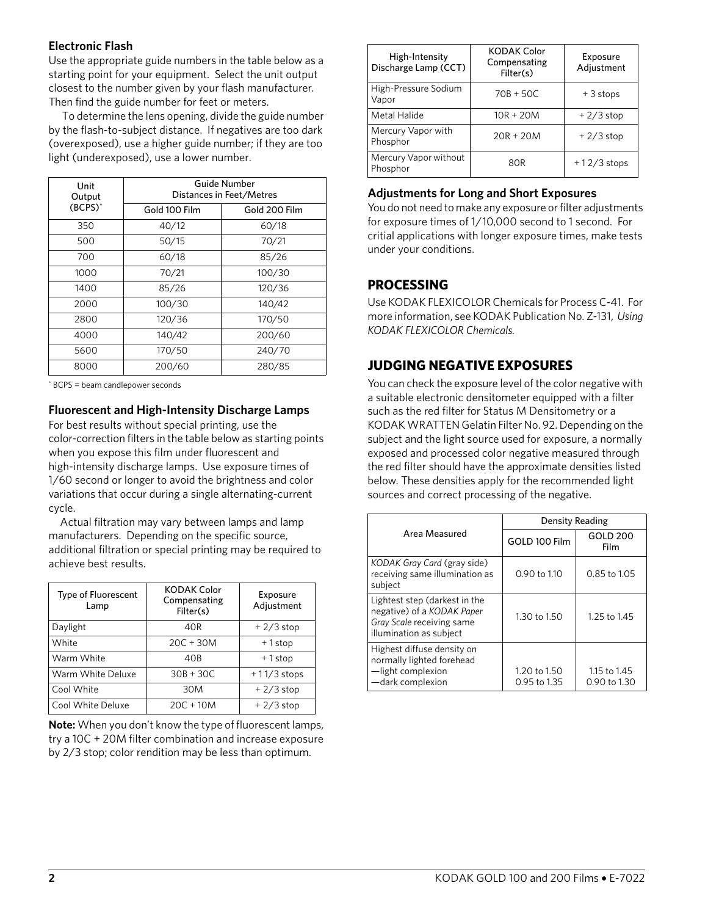### Electronic Flash

Use the appropriate guide numbers in the table below as a starting point for your equipment. Select the unit output closest to the number given by your flash manufacturer. Then find the guide number for feet or meters.

To determine the lens opening, divide the guide number by the flash-to-subject distance. If negatives are too dark (overexposed), use a higher guide number; if they are too light (underexposed), use a lower number.

| Unit Output (BCPS)* | Guide Number Distances in Feet/Metres | |
|---|---|---|
| | Gold 100 Film | Gold 200 Film |
| 350 | 40/12 | 60/18 |
| 500 | 50/15 | 70/21 |
| 700 | 60/18 | 85/26 |
| 1000 | 70/21 | 100/30 |
| 1400 | 85/26 | 120/36 |
| 2000 | 100/30 | 140/42 |
| 2800 | 120/36 | 170/50 |
| 4000 | 140/42 | 200/60 |
| 5600 | 170/50 | 240/70 |
| 8000 | 200/60 | 280/85 |

* BCPS = beam candlepower seconds

### Fluorescent and High-Intensity Discharge Lamps

For best results without special printing, use the color-correction filters in the table below as starting points when you expose this film under fluorescent and high-intensity discharge lamps. Use exposure times of 1/60 second or longer to avoid the brightness and color variations that occur during a single alternating-current cycle.

Actual filtration may vary between lamps and lamp manufacturers. Depending on the specific source, additional filtration or special printing may be required to achieve best results.

| Type of Fluorescent Lamp | KODAK Color Compensating Filter(s) | Exposure Adjustment |
|---|---|---|
| Daylight | 40R | + 2/3 stop |
| White | 20C + 30M | + 1 stop |
| Warm White | 40B | + 1 stop |
| Warm White Deluxe | 30B + 30C | + 1 1/3 stops |
| Cool White | 30M | + 2/3 stop |
| Cool White Deluxe | 20C + 10M | + 2/3 stop |

**Note:** When you don't know the type of fluorescent lamps, try a 10C + 20M filter combination and increase exposure by 2/3 stop; color rendition may be less than optimum.

| High-Intensity Discharge Lamp (CCT) | KODAK Color Compensating Filter(s) | Exposure Adjustment |
|---|---|---|
| High-Pressure Sodium Vapor | 70B + 50C | + 3 stops |
| Metal Halide | 10R + 20M | + 2/3 stop |
| Mercury Vapor with Phosphor | 20R + 20M | + 2/3 stop |
| Mercury Vapor without Phosphor | 80R | + 1 2/3 stops |

### Adjustments for Long and Short Exposures

You do not need to make any exposure or filter adjustments for exposure times of 1/10,000 second to 1 second. For critial applications with longer exposure times, make tests under your conditions.

## PROCESSING

Use KODAK FLEXICOLOR Chemicals for Process C-41. For more information, see KODAK Publication No. Z-131, *Using KODAK FLEXICOLOR Chemicals.*

## JUDGING NEGATIVE EXPOSURES

You can check the exposure level of the color negative with a suitable electronic densitometer equipped with a filter such as the red filter for Status M Densitometry or a KODAK WRATTEN Gelatin Filter No. 92. Depending on the subject and the light source used for exposure, a normally exposed and processed color negative measured through the red filter should have the approximate densities listed below. These densities apply for the recommended light sources and correct processing of the negative.

| Area Measured | Density Reading | |
|---|---|---|
| | GOLD 100 Film | GOLD 200 Film |
| *KODAK Gray Card* (gray side) receiving same illumination as subject | 0.90 to 1.10 | 0.85 to 1.05 |
| Lightest step (darkest in the negative) of a *KODAK Paper Gray Scale* receiving same illumination as subject | 1.30 to 1.50 | 1.25 to 1.45 |
| Highest diffuse density on normally lighted forehead<br>—light complexion<br>—dark complexion | <br><br>1.20 to 1.50<br>0.95 to 1.35 | <br><br>1.15 to 1.45<br>0.90 to 1.30 |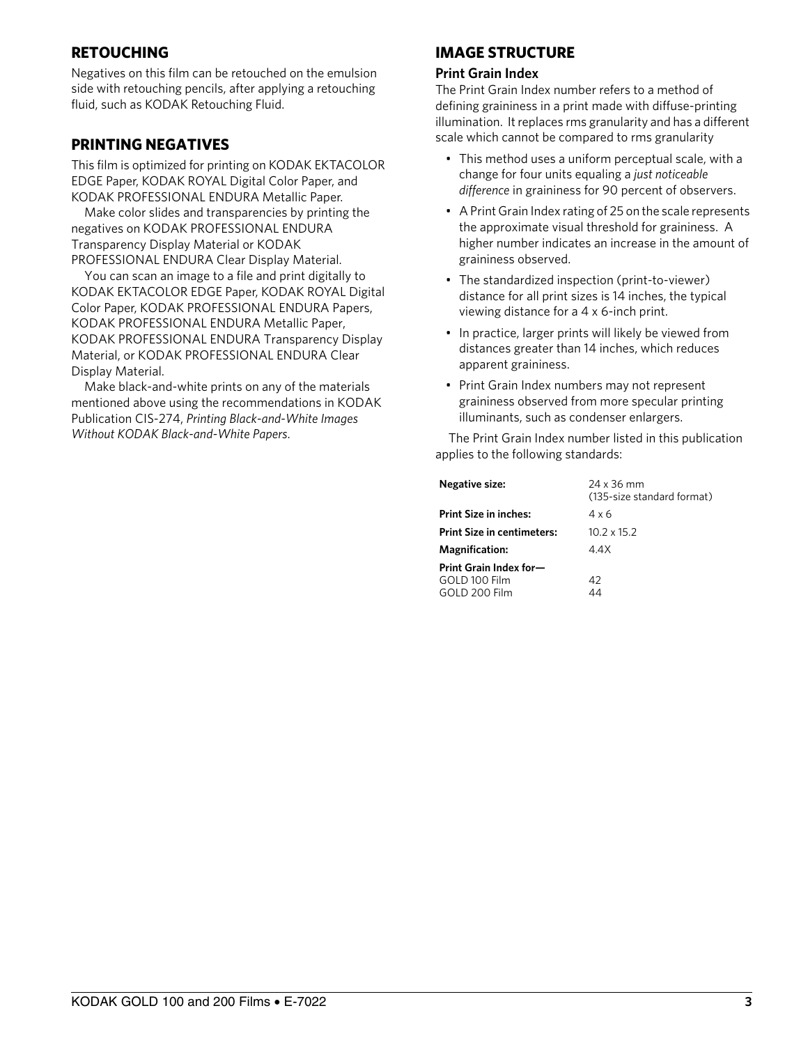## RETOUCHING

Negatives on this film can be retouched on the emulsion side with retouching pencils, after applying a retouching fluid, such as KODAK Retouching Fluid.

## PRINTING NEGATIVES

This film is optimized for printing on KODAK EKTACOLOR EDGE Paper, KODAK ROYAL Digital Color Paper, and KODAK PROFESSIONAL ENDURA Metallic Paper.

Make color slides and transparencies by printing the negatives on KODAK PROFESSIONAL ENDURA Transparency Display Material or KODAK PROFESSIONAL ENDURA Clear Display Material.

You can scan an image to a file and print digitally to KODAK EKTACOLOR EDGE Paper, KODAK ROYAL Digital Color Paper, KODAK PROFESSIONAL ENDURA Papers, KODAK PROFESSIONAL ENDURA Metallic Paper, KODAK PROFESSIONAL ENDURA Transparency Display Material, or KODAK PROFESSIONAL ENDURA Clear Display Material.

Make black-and-white prints on any of the materials mentioned above using the recommendations in KODAK Publication CIS-274, *Printing Black-and-White Images Without KODAK Black-and-White Papers*.

## IMAGE STRUCTURE

### Print Grain Index

The Print Grain Index number refers to a method of defining graininess in a print made with diffuse-printing illumination. It replaces rms granularity and has a different scale which cannot be compared to rms granularity

- This method uses a uniform perceptual scale, with a change for four units equaling a *just noticeable difference* in graininess for 90 percent of observers.
- A Print Grain Index rating of 25 on the scale represents the approximate visual threshold for graininess. A higher number indicates an increase in the amount of graininess observed.
- The standardized inspection (print-to-viewer) distance for all print sizes is 14 inches, the typical viewing distance for a 4 x 6-inch print.
- In practice, larger prints will likely be viewed from distances greater than 14 inches, which reduces apparent graininess.
- Print Grain Index numbers may not represent graininess observed from more specular printing illuminants, such as condenser enlargers.

The Print Grain Index number listed in this publication applies to the following standards:

| | |
|---|---|
| **Negative size:** | 24 x 36 mm (135-size standard format) |
| **Print Size in inches:** | 4 x 6 |
| **Print Size in centimeters:** | 10.2 x 15.2 |
| **Magnification:** | 4.4X |
| **Print Grain Index for—** | |
| GOLD 100 Film | 42 |
| GOLD 200 Film | 44 |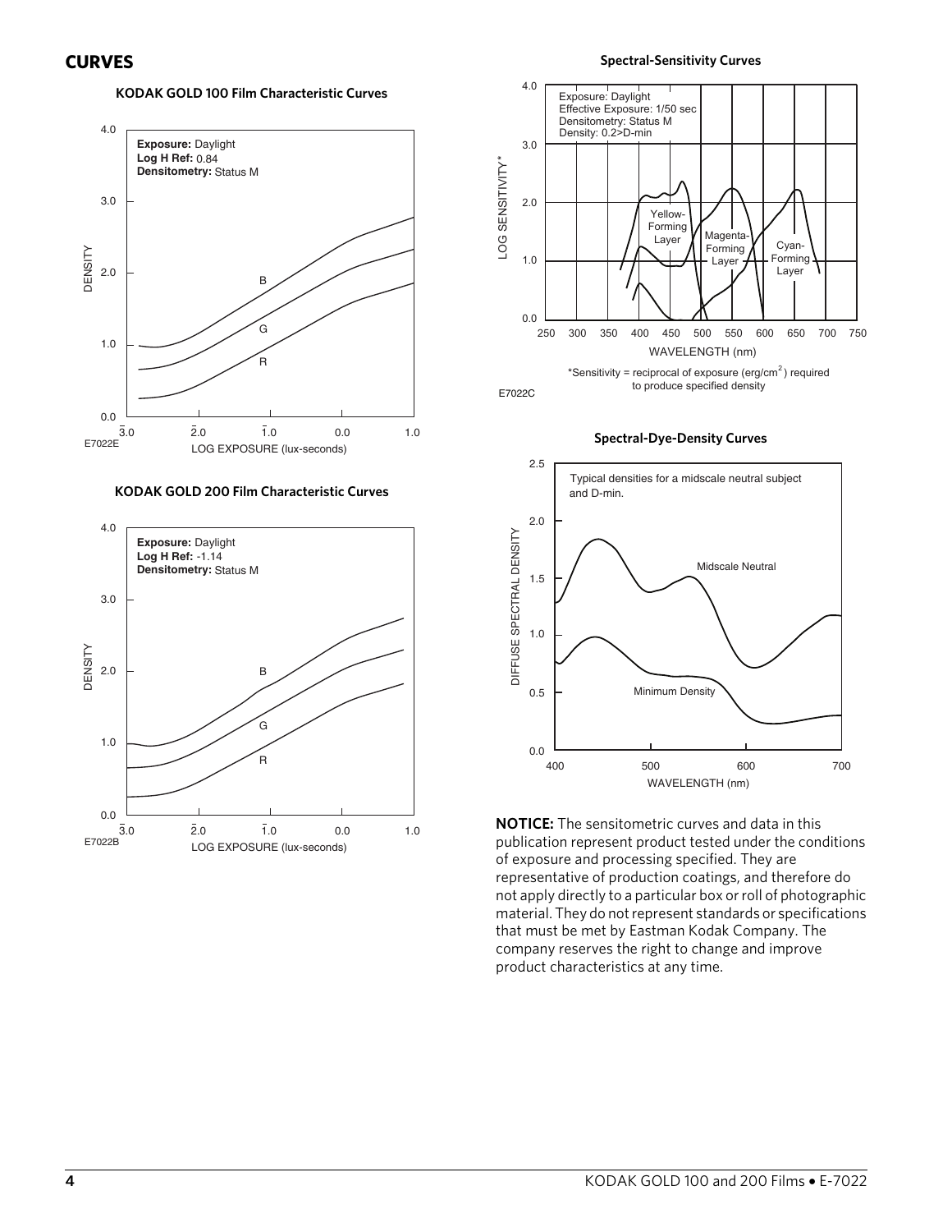## CURVES

**KODAK GOLD 100 Film Characteristic Curves**

**Exposure:** Daylight
**Log H Ref:** 0.84
**Densitometry:** Status M

E7022E

**KODAK GOLD 200 Film Characteristic Curves**

**Exposure:** Daylight
**Log H Ref:** -1.14
**Densitometry:** Status M

E7022B

**Spectral-Sensitivity Curves**

Exposure: Daylight
Effective Exposure: 1/50 sec
Densitometry: Status M
Density: 0.2>D-min

*Sensitivity = reciprocal of exposure ($erg/cm^2$) required to produce specified density

E7022C

**Spectral-Dye-Density Curves**

Typical densities for a midscale neutral subject and D-min.

**NOTICE:** The sensitometric curves and data in this publication represent product tested under the conditions of exposure and processing specified. They are representative of production coatings, and therefore do not apply directly to a particular box or roll of photographic material. They do not represent standards or specifications that must be met by Eastman Kodak Company. The company reserves the right to change and improve product characteristics at any time.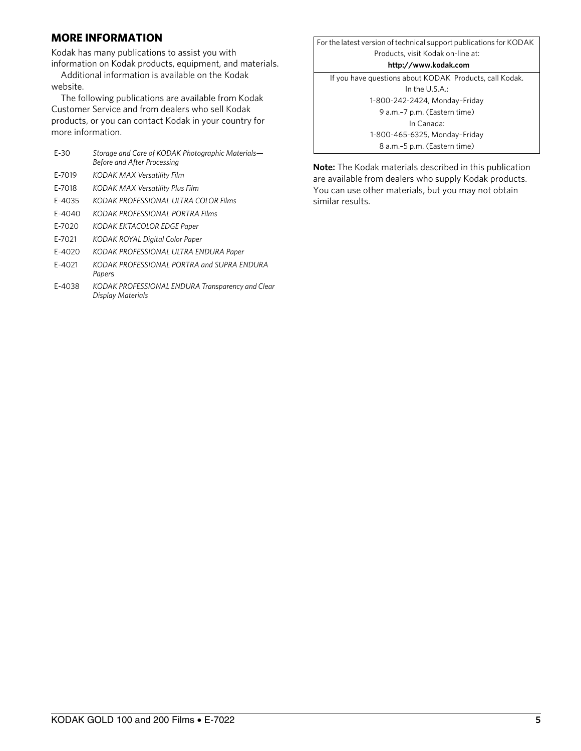## MORE INFORMATION

Kodak has many publications to assist you with information on Kodak products, equipment, and materials.

Additional information is available on the Kodak website.

The following publications are available from Kodak Customer Service and from dealers who sell Kodak products, or you can contact Kodak in your country for more information.

| | |
|---|---|
| E-30 | *Storage and Care of KODAK Photographic Materials—Before and After Processing* |
| E-7019 | *KODAK MAX Versatility Film* |
| E-7018 | *KODAK MAX Versatility Plus Film* |
| E-4035 | *KODAK PROFESSIONAL ULTRA COLOR Films* |
| E-4040 | *KODAK PROFESSIONAL PORTRA Films* |
| E-7020 | *KODAK EKTACOLOR EDGE Paper* |
| E-7021 | *KODAK ROYAL Digital Color Paper* |
| E-4020 | *KODAK PROFESSIONAL ULTRA ENDURA Paper* |
| E-4021 | *KODAK PROFESSIONAL PORTRA and SUPRA ENDURA Papers* |
| E-4038 | *KODAK PROFESSIONAL ENDURA Transparency and Clear Display Materials* |

For the latest version of technical support publications for KODAK Products, visit Kodak on-line at:

**http://www.kodak.com**

If you have questions about KODAK Products, call Kodak.

In the U.S.A.:
1-800-242-2424, Monday–Friday
9 a.m.–7 p.m. (Eastern time)

In Canada:
1-800-465-6325, Monday–Friday
8 a.m.–5 p.m. (Eastern time)

**Note:** The Kodak materials described in this publication are available from dealers who supply Kodak products. You can use other materials, but you may not obtain similar results.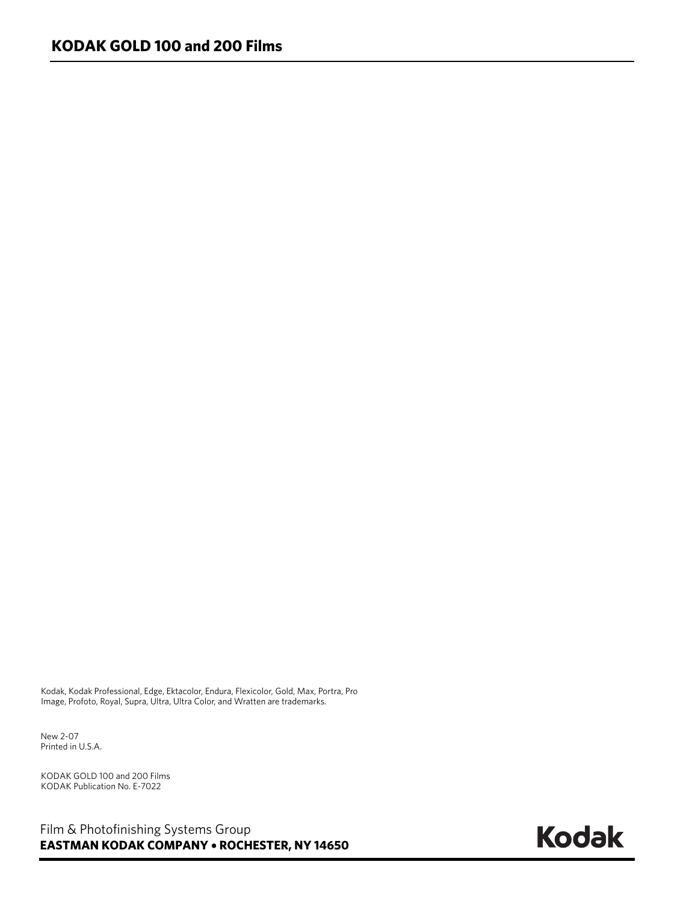Kodak, Kodak Professional, Edge, Ektacolor, Endura, Flexicolor, Gold, Max, Portra, Pro Image, Profoto, Royal, Supra, Ultra, Ultra Color, and Wratten are trademarks.

New 2-07
Printed in U.S.A.

KODAK GOLD 100 and 200 Films
KODAK Publication No. E-7022

Film & Photofinishing Systems Group
**EASTMAN KODAK COMPANY • ROCHESTER, NY 14650**

Kodak